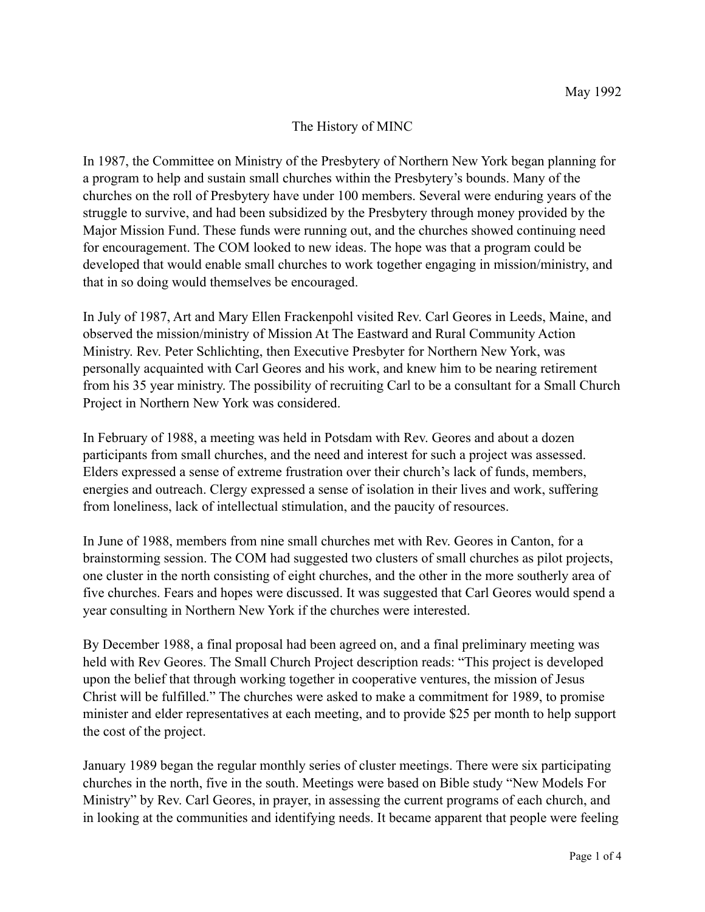May 1992

# The History of MINC

In 1987, the Committee on Ministry of the Presbytery of Northern New York began planning for a program to help and sustain small churches within the Presbytery's bounds. Many of the churches on the roll of Presbytery have under 100 members. Several were enduring years of the struggle to survive, and had been subsidized by the Presbytery through money provided by the Major Mission Fund. These funds were running out, and the churches showed continuing need for encouragement. The COM looked to new ideas. The hope was that a program could be developed that would enable small churches to work together engaging in mission/ministry, and that in so doing would themselves be encouraged.

In July of 1987, Art and Mary Ellen Frackenpohl visited Rev. Carl Geores in Leeds, Maine, and observed the mission/ministry of Mission At The Eastward and Rural Community Action Ministry. Rev. Peter Schlichting, then Executive Presbyter for Northern New York, was personally acquainted with Carl Geores and his work, and knew him to be nearing retirement from his 35 year ministry. The possibility of recruiting Carl to be a consultant for a Small Church Project in Northern New York was considered.

In February of 1988, a meeting was held in Potsdam with Rev. Geores and about a dozen participants from small churches, and the need and interest for such a project was assessed. Elders expressed a sense of extreme frustration over their church's lack of funds, members, energies and outreach. Clergy expressed a sense of isolation in their lives and work, suffering from loneliness, lack of intellectual stimulation, and the paucity of resources.

In June of 1988, members from nine small churches met with Rev. Geores in Canton, for a brainstorming session. The COM had suggested two clusters of small churches as pilot projects, one cluster in the north consisting of eight churches, and the other in the more southerly area of five churches. Fears and hopes were discussed. It was suggested that Carl Geores would spend a year consulting in Northern New York if the churches were interested.

By December 1988, a final proposal had been agreed on, and a final preliminary meeting was held with Rev Geores. The Small Church Project description reads: "This project is developed upon the belief that through working together in cooperative ventures, the mission of Jesus Christ will be fulfilled." The churches were asked to make a commitment for 1989, to promise minister and elder representatives at each meeting, and to provide $25 per month to help support the cost of the project.

January 1989 began the regular monthly series of cluster meetings. There were six participating churches in the north, five in the south. Meetings were based on Bible study "New Models For Ministry" by Rev. Carl Geores, in prayer, in assessing the current programs of each church, and in looking at the communities and identifying needs. It became apparent that people were feeling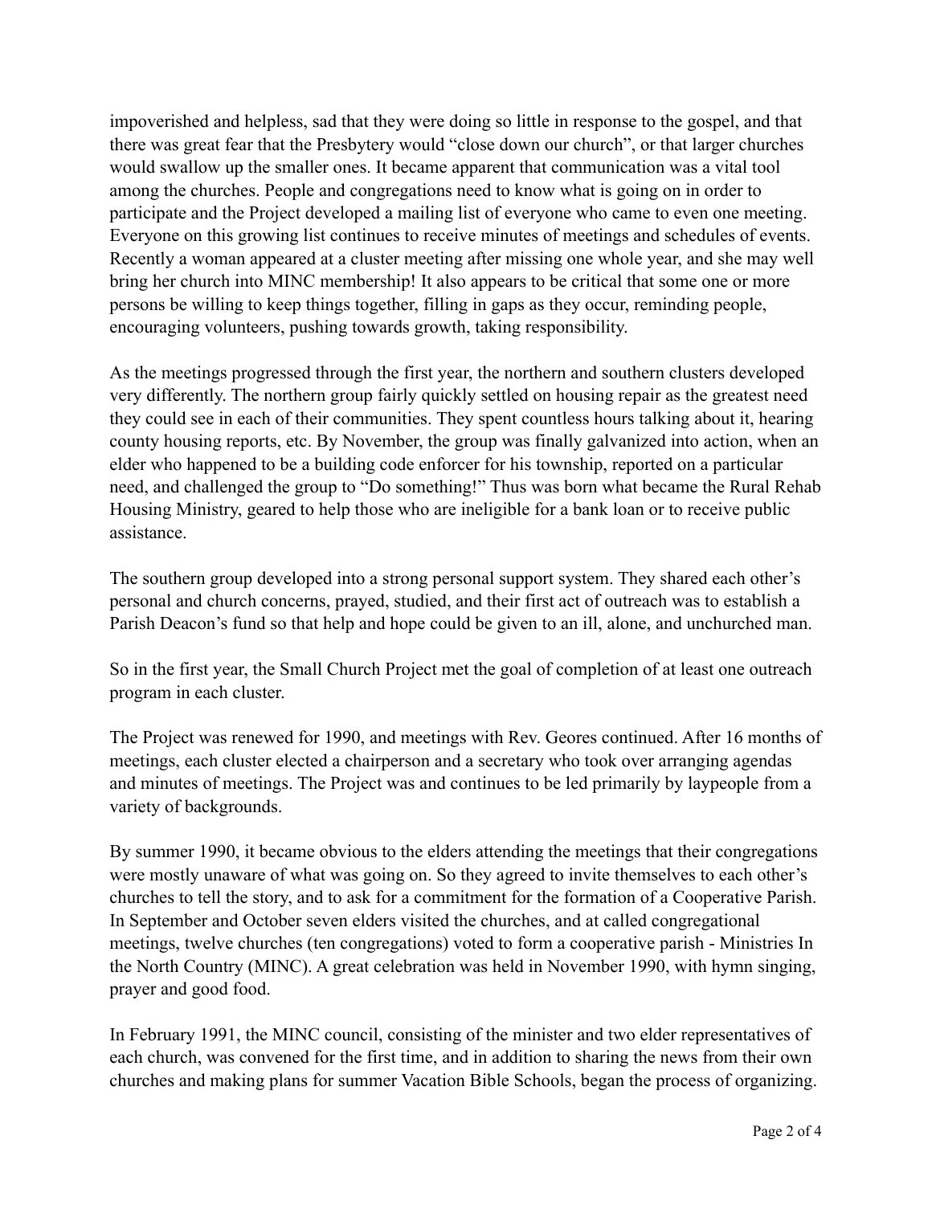impoverished and helpless, sad that they were doing so little in response to the gospel, and that there was great fear that the Presbytery would "close down our church", or that larger churches would swallow up the smaller ones. It became apparent that communication was a vital tool among the churches. People and congregations need to know what is going on in order to participate and the Project developed a mailing list of everyone who came to even one meeting. Everyone on this growing list continues to receive minutes of meetings and schedules of events. Recently a woman appeared at a cluster meeting after missing one whole year, and she may well bring her church into MINC membership! It also appears to be critical that some one or more persons be willing to keep things together, filling in gaps as they occur, reminding people, encouraging volunteers, pushing towards growth, taking responsibility.

As the meetings progressed through the first year, the northern and southern clusters developed very differently. The northern group fairly quickly settled on housing repair as the greatest need they could see in each of their communities. They spent countless hours talking about it, hearing county housing reports, etc. By November, the group was finally galvanized into action, when an elder who happened to be a building code enforcer for his township, reported on a particular need, and challenged the group to "Do something!" Thus was born what became the Rural Rehab Housing Ministry, geared to help those who are ineligible for a bank loan or to receive public assistance.

The southern group developed into a strong personal support system. They shared each other's personal and church concerns, prayed, studied, and their first act of outreach was to establish a Parish Deacon's fund so that help and hope could be given to an ill, alone, and unchurched man.

So in the first year, the Small Church Project met the goal of completion of at least one outreach program in each cluster.

The Project was renewed for 1990, and meetings with Rev. Geores continued. After 16 months of meetings, each cluster elected a chairperson and a secretary who took over arranging agendas and minutes of meetings. The Project was and continues to be led primarily by laypeople from a variety of backgrounds.

By summer 1990, it became obvious to the elders attending the meetings that their congregations were mostly unaware of what was going on. So they agreed to invite themselves to each other's churches to tell the story, and to ask for a commitment for the formation of a Cooperative Parish. In September and October seven elders visited the churches, and at called congregational meetings, twelve churches (ten congregations) voted to form a cooperative parish - Ministries In the North Country (MINC). A great celebration was held in November 1990, with hymn singing, prayer and good food.

In February 1991, the MINC council, consisting of the minister and two elder representatives of each church, was convened for the first time, and in addition to sharing the news from their own churches and making plans for summer Vacation Bible Schools, began the process of organizing.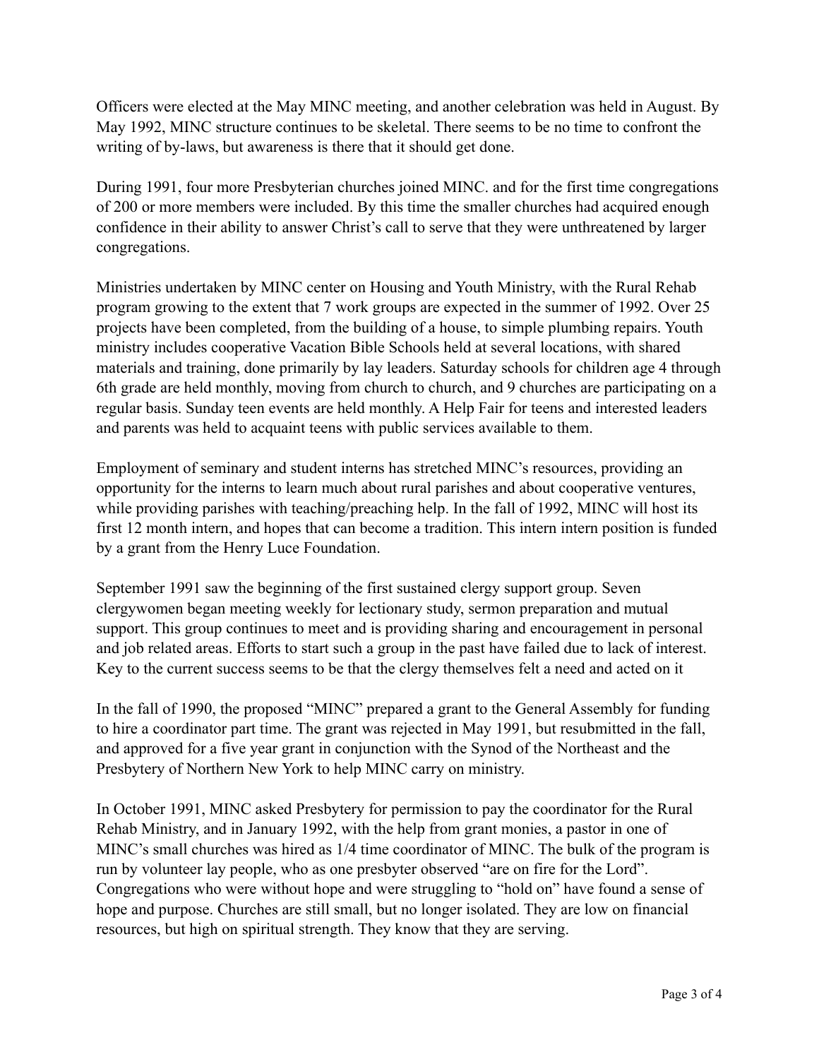Officers were elected at the May MINC meeting, and another celebration was held in August. By May 1992, MINC structure continues to be skeletal. There seems to be no time to confront the writing of by-laws, but awareness is there that it should get done.

During 1991, four more Presbyterian churches joined MINC. and for the first time congregations of 200 or more members were included. By this time the smaller churches had acquired enough confidence in their ability to answer Christ's call to serve that they were unthreatened by larger congregations.

Ministries undertaken by MINC center on Housing and Youth Ministry, with the Rural Rehab program growing to the extent that 7 work groups are expected in the summer of 1992. Over 25 projects have been completed, from the building of a house, to simple plumbing repairs. Youth ministry includes cooperative Vacation Bible Schools held at several locations, with shared materials and training, done primarily by lay leaders. Saturday schools for children age 4 through 6th grade are held monthly, moving from church to church, and 9 churches are participating on a regular basis. Sunday teen events are held monthly. A Help Fair for teens and interested leaders and parents was held to acquaint teens with public services available to them.

Employment of seminary and student interns has stretched MINC's resources, providing an opportunity for the interns to learn much about rural parishes and about cooperative ventures, while providing parishes with teaching/preaching help. In the fall of 1992, MINC will host its first 12 month intern, and hopes that can become a tradition. This intern intern position is funded by a grant from the Henry Luce Foundation.

September 1991 saw the beginning of the first sustained clergy support group. Seven clergywomen began meeting weekly for lectionary study, sermon preparation and mutual support. This group continues to meet and is providing sharing and encouragement in personal and job related areas. Efforts to start such a group in the past have failed due to lack of interest. Key to the current success seems to be that the clergy themselves felt a need and acted on it

In the fall of 1990, the proposed "MINC" prepared a grant to the General Assembly for funding to hire a coordinator part time. The grant was rejected in May 1991, but resubmitted in the fall, and approved for a five year grant in conjunction with the Synod of the Northeast and the Presbytery of Northern New York to help MINC carry on ministry.

In October 1991, MINC asked Presbytery for permission to pay the coordinator for the Rural Rehab Ministry, and in January 1992, with the help from grant monies, a pastor in one of MINC's small churches was hired as 1/4 time coordinator of MINC. The bulk of the program is run by volunteer lay people, who as one presbyter observed "are on fire for the Lord". Congregations who were without hope and were struggling to "hold on" have found a sense of hope and purpose. Churches are still small, but no longer isolated. They are low on financial resources, but high on spiritual strength. They know that they are serving.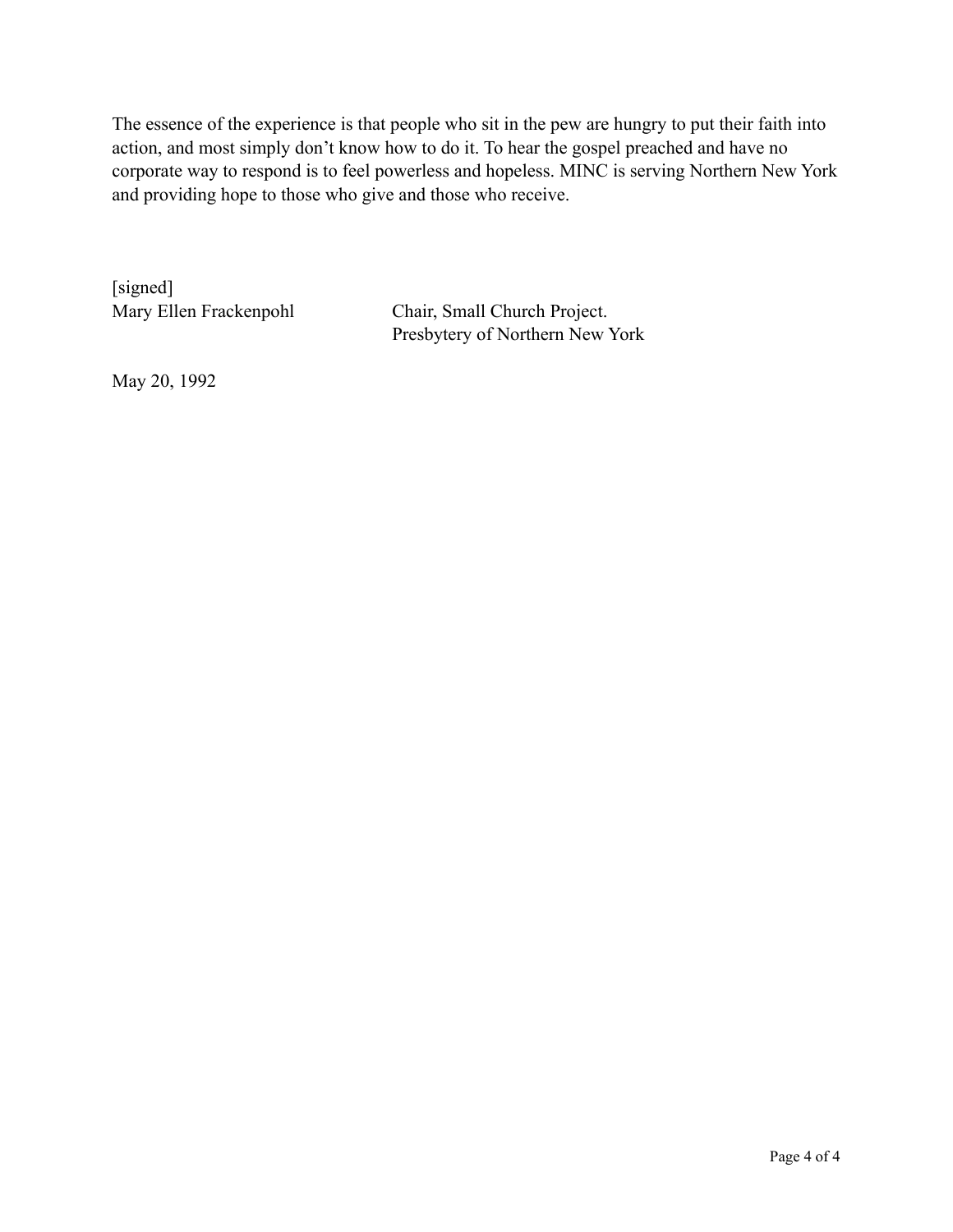The essence of the experience is that people who sit in the pew are hungry to put their faith into action, and most simply don't know how to do it. To hear the gospel preached and have no corporate way to respond is to feel powerless and hopeless. MINC is serving Northern New York and providing hope to those who give and those who receive.

[signed]
Mary Ellen Frackenpohl — Chair, Small Church Project.
Presbytery of Northern New York

May 20, 1992